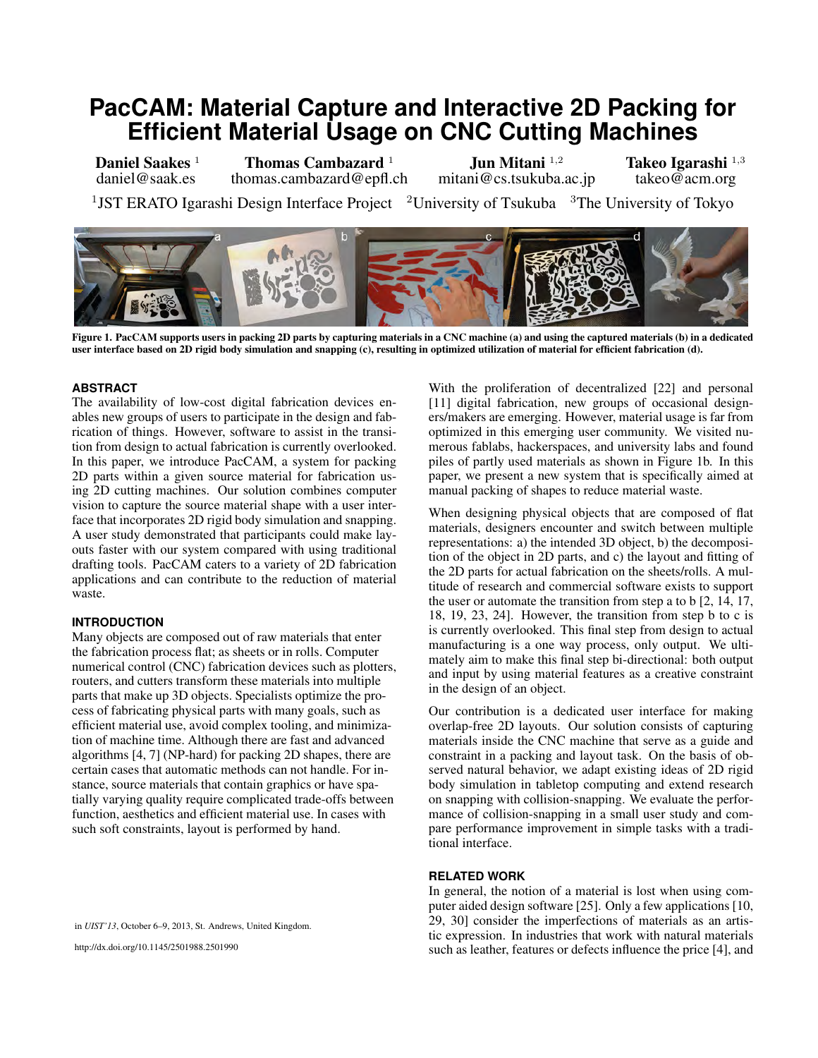# PacCAM: Material Capture and Interactive 2D Packing for Efficient Material Usage on CNC Cutting Machines

**Daniel Saakes** [1]
daniel@saak.es

**Thomas Cambazard** [1]
thomas.cambazard@epfl.ch

**Jun Mitani** [1,2]
mitani@cs.tsukuba.ac.jp

**Takeo Igarashi** [1,3]
takeo@acm.org

[1]JST ERATO Igarashi Design Interface Project [2]University of Tsukuba [3]The University of Tokyo

**Figure 1. PacCAM supports users in packing 2D parts by capturing materials in a CNC machine (a) and using the captured materials (b) in a dedicated user interface based on 2D rigid body simulation and snapping (c), resulting in optimized utilization of material for efficient fabrication (d).**

## ABSTRACT

The availability of low-cost digital fabrication devices enables new groups of users to participate in the design and fabrication of things. However, software to assist in the transition from design to actual fabrication is currently overlooked. In this paper, we introduce PacCAM, a system for packing 2D parts within a given source material for fabrication using 2D cutting machines. Our solution combines computer vision to capture the source material shape with a user interface that incorporates 2D rigid body simulation and snapping. A user study demonstrated that participants could make layouts faster with our system compared with using traditional drafting tools. PacCAM caters to a variety of 2D fabrication applications and can contribute to the reduction of material waste.

## INTRODUCTION

Many objects are composed out of raw materials that enter the fabrication process flat; as sheets or in rolls. Computer numerical control (CNC) fabrication devices such as plotters, routers, and cutters transform these materials into multiple parts that make up 3D objects. Specialists optimize the process of fabricating physical parts with many goals, such as efficient material use, avoid complex tooling, and minimization of machine time. Although there are fast and advanced algorithms [4, 7] (NP-hard) for packing 2D shapes, there are certain cases that automatic methods can not handle. For instance, source materials that contain graphics or have spatially varying quality require complicated trade-offs between function, aesthetics and efficient material use. In cases with such soft constraints, layout is performed by hand.

in *UIST'13*, October 6–9, 2013, St. Andrews, United Kingdom.

http://dx.doi.org/10.1145/2501988.2501990

With the proliferation of decentralized [22] and personal [11] digital fabrication, new groups of occasional designers/makers are emerging. However, material usage is far from optimized in this emerging user community. We visited numerous fablabs, hackerspaces, and university labs and found piles of partly used materials as shown in Figure 1b. In this paper, we present a new system that is specifically aimed at manual packing of shapes to reduce material waste.

When designing physical objects that are composed of flat materials, designers encounter and switch between multiple representations: a) the intended 3D object, b) the decomposition of the object in 2D parts, and c) the layout and fitting of the 2D parts for actual fabrication on the sheets/rolls. A multitude of research and commercial software exists to support the user or automate the transition from step a to b [2, 14, 17, 18, 19, 23, 24]. However, the transition from step b to c is currently overlooked. This final step from design to actual manufacturing is a one way process, only output. We ultimately aim to make this final step bi-directional: both output and input by using material features as a creative constraint in the design of an object.

Our contribution is a dedicated user interface for making overlap-free 2D layouts. Our solution consists of capturing materials inside the CNC machine that serve as a guide and constraint in a packing and layout task. On the basis of observed natural behavior, we adapt existing ideas of 2D rigid body simulation in tabletop computing and extend research on snapping with collision-snapping. We evaluate the performance of collision-snapping in a small user study and compare performance improvement in simple tasks with a traditional interface.

## RELATED WORK

In general, the notion of a material is lost when using computer aided design software [25]. Only a few applications [10, 29, 30] consider the imperfections of materials as an artistic expression. In industries that work with natural materials such as leather, features or defects influence the price [4], and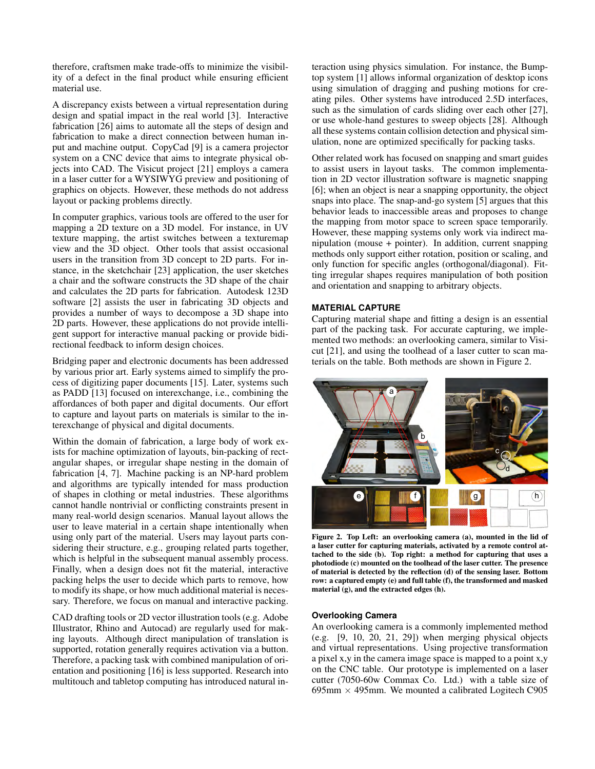therefore, craftsmen make trade-offs to minimize the visibility of a defect in the final product while ensuring efficient material use.

A discrepancy exists between a virtual representation during design and spatial impact in the real world [3]. Interactive fabrication [26] aims to automate all the steps of design and fabrication to make a direct connection between human input and machine output. CopyCad [9] is a camera projector system on a CNC device that aims to integrate physical objects into CAD. The Visicut project [21] employs a camera in a laser cutter for a WYSIWYG preview and positioning of graphics on objects. However, these methods do not address layout or packing problems directly.

In computer graphics, various tools are offered to the user for mapping a 2D texture on a 3D model. For instance, in UV texture mapping, the artist switches between a texturemap view and the 3D object. Other tools that assist occasional users in the transition from 3D concept to 2D parts. For instance, in the sketchchair [23] application, the user sketches a chair and the software constructs the 3D shape of the chair and calculates the 2D parts for fabrication. Autodesk 123D software [2] assists the user in fabricating 3D objects and provides a number of ways to decompose a 3D shape into 2D parts. However, these applications do not provide intelligent support for interactive manual packing or provide bidirectional feedback to inform design choices.

Bridging paper and electronic documents has been addressed by various prior art. Early systems aimed to simplify the process of digitizing paper documents [15]. Later, systems such as PADD [13] focused on interexchange, i.e., combining the affordances of both paper and digital documents. Our effort to capture and layout parts on materials is similar to the interexchange of physical and digital documents.

Within the domain of fabrication, a large body of work exists for machine optimization of layouts, bin-packing of rectangular shapes, or irregular shape nesting in the domain of fabrication [4, 7]. Machine packing is an NP-hard problem and algorithms are typically intended for mass production of shapes in clothing or metal industries. These algorithms cannot handle nontrivial or conflicting constraints present in many real-world design scenarios. Manual layout allows the user to leave material in a certain shape intentionally when using only part of the material. Users may layout parts considering their structure, e.g., grouping related parts together, which is helpful in the subsequent manual assembly process. Finally, when a design does not fit the material, interactive packing helps the user to decide which parts to remove, how to modify its shape, or how much additional material is necessary. Therefore, we focus on manual and interactive packing.

CAD drafting tools or 2D vector illustration tools (e.g. Adobe Illustrator, Rhino and Autocad) are regularly used for making layouts. Although direct manipulation of translation is supported, rotation generally requires activation via a button. Therefore, a packing task with combined manipulation of orientation and positioning [16] is less supported. Research into multitouch and tabletop computing has introduced natural interaction using physics simulation. For instance, the Bumptop system [1] allows informal organization of desktop icons using simulation of dragging and pushing motions for creating piles. Other systems have introduced 2.5D interfaces, such as the simulation of cards sliding over each other [27], or use whole-hand gestures to sweep objects [28]. Although all these systems contain collision detection and physical simulation, none are optimized specifically for packing tasks.

Other related work has focused on snapping and smart guides to assist users in layout tasks. The common implementation in 2D vector illustration software is magnetic snapping [6]; when an object is near a snapping opportunity, the object snaps into place. The snap-and-go system [5] argues that this behavior leads to inaccessible areas and proposes to change the mapping from motor space to screen space temporarily. However, these mapping systems only work via indirect manipulation (mouse + pointer). In addition, current snapping methods only support either rotation, position or scaling, and only function for specific angles (orthogonal/diagonal). Fitting irregular shapes requires manipulation of both position and orientation and snapping to arbitrary objects.

## MATERIAL CAPTURE

Capturing material shape and fitting a design is an essential part of the packing task. For accurate capturing, we implemented two methods: an overlooking camera, similar to Visicut [21], and using the toolhead of a laser cutter to scan materials on the table. Both methods are shown in Figure 2.

**Figure 2. Top Left: an overlooking camera (a), mounted in the lid of a laser cutter for capturing materials, activated by a remote control attached to the side (b). Top right: a method for capturing that uses a photodiode (c) mounted on the toolhead of the laser cutter. The presence of material is detected by the reflection (d) of the sensing laser. Bottom row: a captured empty (e) and full table (f), the transformed and masked material (g), and the extracted edges (h).**

### Overlooking Camera

An overlooking camera is a commonly implemented method (e.g. [9, 10, 20, 21, 29]) when merging physical objects and virtual representations. Using projective transformation a pixel x,y in the camera image space is mapped to a point x,y on the CNC table. Our prototype is implemented on a laser cutter (7050-60w Commax Co. Ltd.) with a table size of 695mm × 495mm. We mounted a calibrated Logitech C905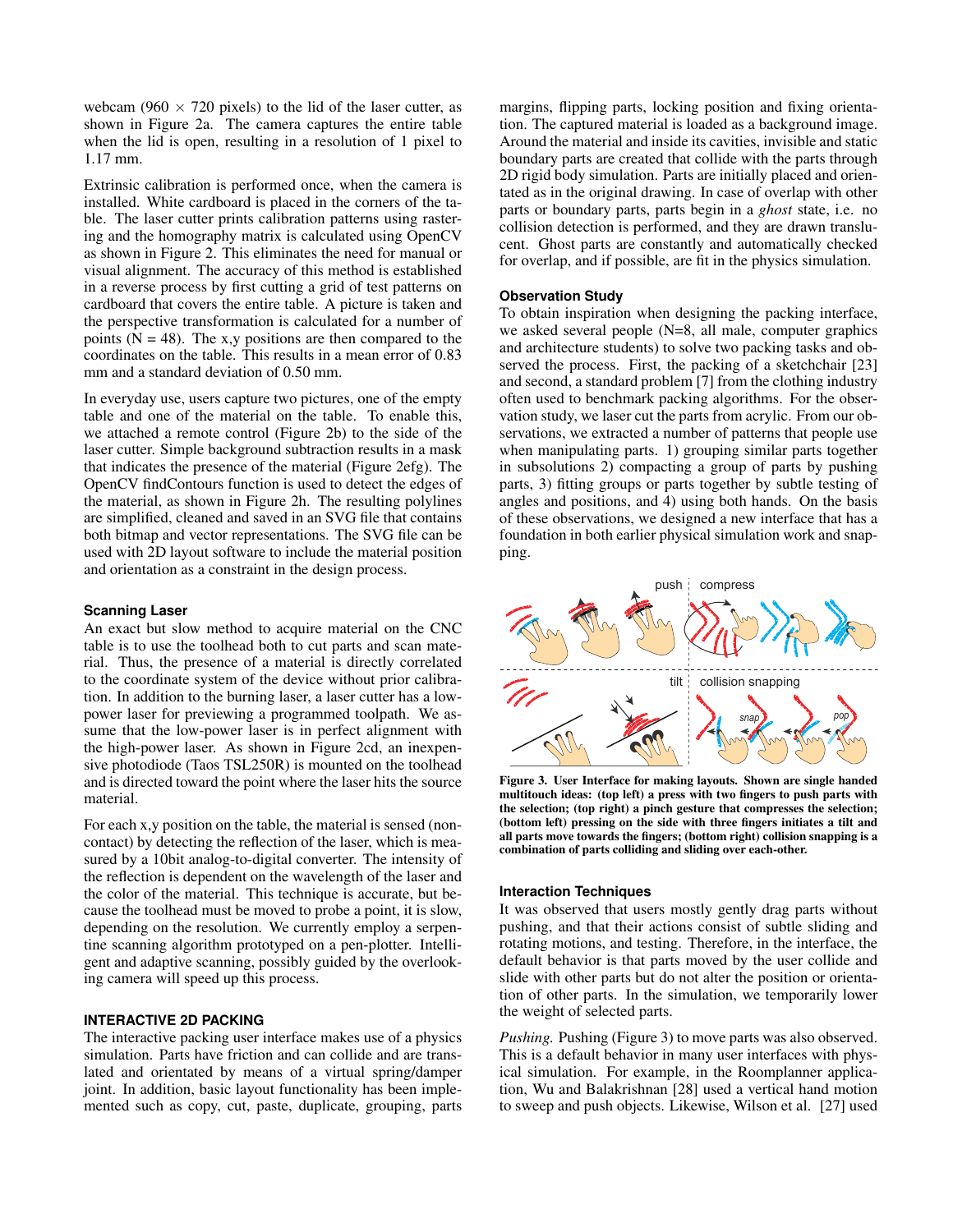webcam (960 $\times$ 720 pixels) to the lid of the laser cutter, as shown in Figure 2a. The camera captures the entire table when the lid is open, resulting in a resolution of 1 pixel to 1.17 mm.

Extrinsic calibration is performed once, when the camera is installed. White cardboard is placed in the corners of the table. The laser cutter prints calibration patterns using rastering and the homography matrix is calculated using OpenCV as shown in Figure 2. This eliminates the need for manual or visual alignment. The accuracy of this method is established in a reverse process by first cutting a grid of test patterns on cardboard that covers the entire table. A picture is taken and the perspective transformation is calculated for a number of points (N = 48). The x,y positions are then compared to the coordinates on the table. This results in a mean error of 0.83 mm and a standard deviation of 0.50 mm.

In everyday use, users capture two pictures, one of the empty table and one of the material on the table. To enable this, we attached a remote control (Figure 2b) to the side of the laser cutter. Simple background subtraction results in a mask that indicates the presence of the material (Figure 2efg). The OpenCV findContours function is used to detect the edges of the material, as shown in Figure 2h. The resulting polylines are simplified, cleaned and saved in an SVG file that contains both bitmap and vector representations. The SVG file can be used with 2D layout software to include the material position and orientation as a constraint in the design process.

### Scanning Laser

An exact but slow method to acquire material on the CNC table is to use the toolhead both to cut parts and scan material. Thus, the presence of a material is directly correlated to the coordinate system of the device without prior calibration. In addition to the burning laser, a laser cutter has a low-power laser for previewing a programmed toolpath. We assume that the low-power laser is in perfect alignment with the high-power laser. As shown in Figure 2cd, an inexpensive photodiode (Taos TSL250R) is mounted on the toolhead and is directed toward the point where the laser hits the source material.

For each x,y position on the table, the material is sensed (non-contact) by detecting the reflection of the laser, which is measured by a 10bit analog-to-digital converter. The intensity of the reflection is dependent on the wavelength of the laser and the color of the material. This technique is accurate, but because the toolhead must be moved to probe a point, it is slow, depending on the resolution. We currently employ a serpentine scanning algorithm prototyped on a pen-plotter. Intelligent and adaptive scanning, possibly guided by the overlooking camera will speed up this process.

## INTERACTIVE 2D PACKING

The interactive packing user interface makes use of a physics simulation. Parts have friction and can collide and are translated and orientated by means of a virtual spring/damper joint. In addition, basic layout functionality has been implemented such as copy, cut, paste, duplicate, grouping, parts margins, flipping parts, locking position and fixing orientation. The captured material is loaded as a background image. Around the material and inside its cavities, invisible and static boundary parts are created that collide with the parts through 2D rigid body simulation. Parts are initially placed and orientated as in the original drawing. In case of overlap with other parts or boundary parts, parts begin in a *ghost* state, i.e. no collision detection is performed, and they are drawn translucent. Ghost parts are constantly and automatically checked for overlap, and if possible, are fit in the physics simulation.

### Observation Study

To obtain inspiration when designing the packing interface, we asked several people (N=8, all male, computer graphics and architecture students) to solve two packing tasks and observed the process. First, the packing of a sketchchair [23] and second, a standard problem [7] from the clothing industry often used to benchmark packing algorithms. For the observation study, we laser cut the parts from acrylic. From our observations, we extracted a number of patterns that people use when manipulating parts. 1) grouping similar parts together in subsolutions 2) compacting a group of parts by pushing parts, 3) fitting groups or parts together by subtle testing of angles and positions, and 4) using both hands. On the basis of these observations, we designed a new interface that has a foundation in both earlier physical simulation work and snapping.

**Figure 3. User Interface for making layouts. Shown are single handed multitouch ideas: (top left) a press with two fingers to push parts with the selection; (top right) a pinch gesture that compresses the selection; (bottom left) pressing on the side with three fingers initiates a tilt and all parts move towards the fingers; (bottom right) collision snapping is a combination of parts colliding and sliding over each-other.**

### Interaction Techniques

It was observed that users mostly gently drag parts without pushing, and that their actions consist of subtle sliding and rotating motions, and testing. Therefore, in the interface, the default behavior is that parts moved by the user collide and slide with other parts but do not alter the position or orientation of other parts. In the simulation, we temporarily lower the weight of selected parts.

*Pushing.* Pushing (Figure 3) to move parts was also observed. This is a default behavior in many user interfaces with physical simulation. For example, in the Roomplanner application, Wu and Balakrishnan [28] used a vertical hand motion to sweep and push objects. Likewise, Wilson et al. [27] used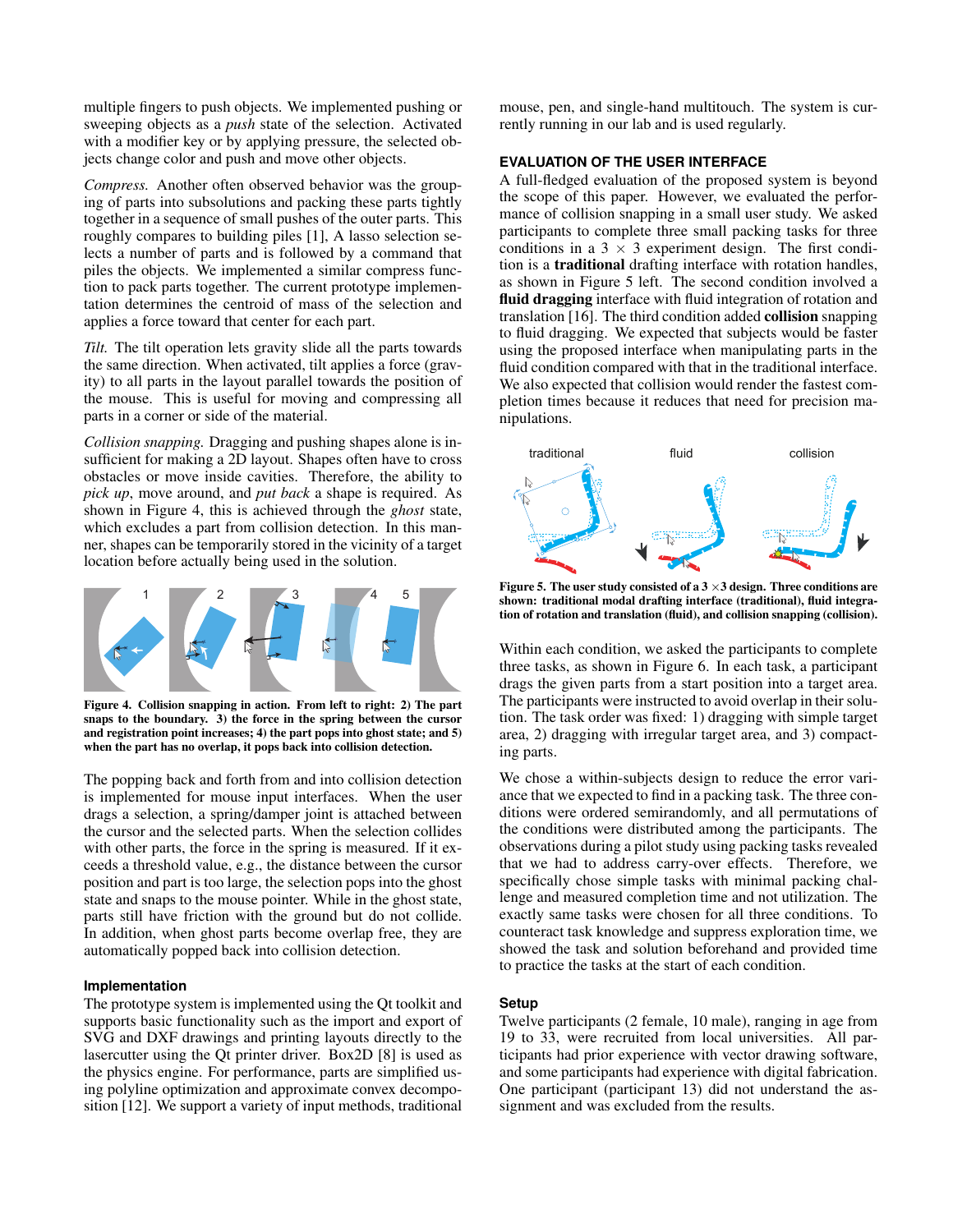multiple fingers to push objects. We implemented pushing or sweeping objects as a *push* state of the selection. Activated with a modifier key or by applying pressure, the selected objects change color and push and move other objects.

*Compress.* Another often observed behavior was the grouping of parts into subsolutions and packing these parts tightly together in a sequence of small pushes of the outer parts. This roughly compares to building piles [1], A lasso selection selects a number of parts and is followed by a command that piles the objects. We implemented a similar compress function to pack parts together. The current prototype implementation determines the centroid of mass of the selection and applies a force toward that center for each part.

*Tilt.* The tilt operation lets gravity slide all the parts towards the same direction. When activated, tilt applies a force (gravity) to all parts in the layout parallel towards the position of the mouse. This is useful for moving and compressing all parts in a corner or side of the material.

*Collision snapping.* Dragging and pushing shapes alone is insufficient for making a 2D layout. Shapes often have to cross obstacles or move inside cavities. Therefore, the ability to *pick up*, move around, and *put back* a shape is required. As shown in Figure 4, this is achieved through the *ghost* state, which excludes a part from collision detection. In this manner, shapes can be temporarily stored in the vicinity of a target location before actually being used in the solution.

**Figure 4. Collision snapping in action. From left to right: 2) The part snaps to the boundary. 3) the force in the spring between the cursor and registration point increases; 4) the part pops into ghost state; and 5) when the part has no overlap, it pops back into collision detection.**

The popping back and forth from and into collision detection is implemented for mouse input interfaces. When the user drags a selection, a spring/damper joint is attached between the cursor and the selected parts. When the selection collides with other parts, the force in the spring is measured. If it exceeds a threshold value, e.g., the distance between the cursor position and part is too large, the selection pops into the ghost state and snaps to the mouse pointer. While in the ghost state, parts still have friction with the ground but do not collide. In addition, when ghost parts become overlap free, they are automatically popped back into collision detection.

### Implementation

The prototype system is implemented using the Qt toolkit and supports basic functionality such as the import and export of SVG and DXF drawings and printing layouts directly to the lasercutter using the Qt printer driver. Box2D [8] is used as the physics engine. For performance, parts are simplified using polyline optimization and approximate convex decomposition [12]. We support a variety of input methods, traditional mouse, pen, and single-hand multitouch. The system is currently running in our lab and is used regularly.

## EVALUATION OF THE USER INTERFACE

A full-fledged evaluation of the proposed system is beyond the scope of this paper. However, we evaluated the performance of collision snapping in a small user study. We asked participants to complete three small packing tasks for three conditions in a $3 \times 3$ experiment design. The first condition is a **traditional** drafting interface with rotation handles, as shown in Figure 5 left. The second condition involved a **fluid dragging** interface with fluid integration of rotation and translation [16]. The third condition added **collision** snapping to fluid dragging. We expected that subjects would be faster using the proposed interface when manipulating parts in the fluid condition compared with that in the traditional interface. We also expected that collision would render the fastest completion times because it reduces that need for precision manipulations.

**Figure 5. The user study consisted of a $3 \times 3$ design. Three conditions are shown: traditional modal drafting interface (traditional), fluid integration of rotation and translation (fluid), and collision snapping (collision).**

Within each condition, we asked the participants to complete three tasks, as shown in Figure 6. In each task, a participant drags the given parts from a start position into a target area. The participants were instructed to avoid overlap in their solution. The task order was fixed: 1) dragging with simple target area, 2) dragging with irregular target area, and 3) compacting parts.

We chose a within-subjects design to reduce the error variance that we expected to find in a packing task. The three conditions were ordered semirandomly, and all permutations of the conditions were distributed among the participants. The observations during a pilot study using packing tasks revealed that we had to address carry-over effects. Therefore, we specifically chose simple tasks with minimal packing challenge and measured completion time and not utilization. The exactly same tasks were chosen for all three conditions. To counteract task knowledge and suppress exploration time, we showed the task and solution beforehand and provided time to practice the tasks at the start of each condition.

### Setup

Twelve participants (2 female, 10 male), ranging in age from 19 to 33, were recruited from local universities. All participants had prior experience with vector drawing software, and some participants had experience with digital fabrication. One participant (participant 13) did not understand the assignment and was excluded from the results.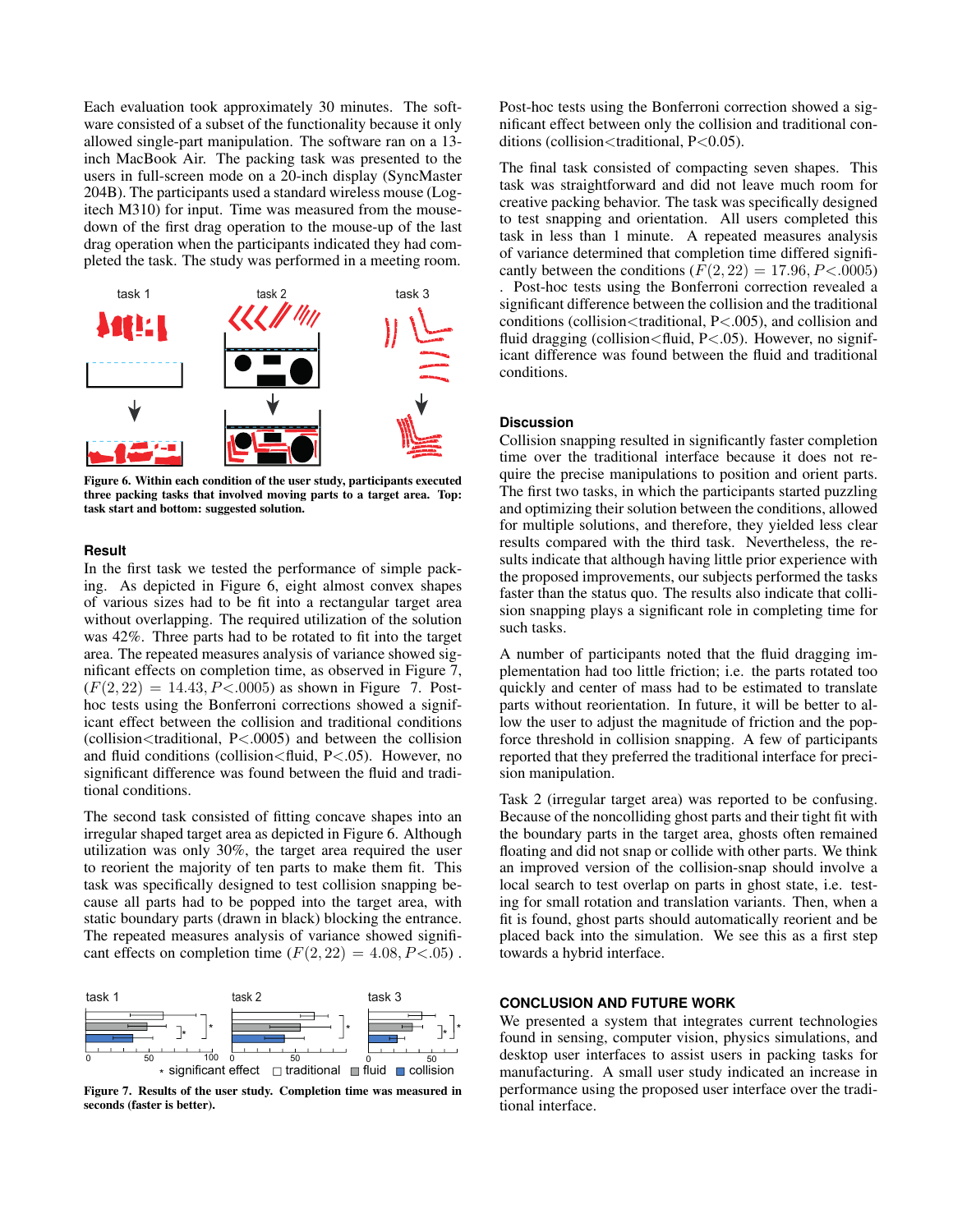Each evaluation took approximately 30 minutes. The software consisted of a subset of the functionality because it only allowed single-part manipulation. The software ran on a 13-inch MacBook Air. The packing task was presented to the users in full-screen mode on a 20-inch display (SyncMaster 204B). The participants used a standard wireless mouse (Logitech M310) for input. Time was measured from the mouse-down of the first drag operation to the mouse-up of the last drag operation when the participants indicated they had completed the task. The study was performed in a meeting room.

**Figure 6. Within each condition of the user study, participants executed three packing tasks that involved moving parts to a target area. Top: task start and bottom: suggested solution.**

### Result

In the first task we tested the performance of simple packing. As depicted in Figure 6, eight almost convex shapes of various sizes had to be fit into a rectangular target area without overlapping. The required utilization of the solution was 42%. Three parts had to be rotated to fit into the target area. The repeated measures analysis of variance showed significant effects on completion time, as observed in Figure 7, ($F(2, 22) = 14.43, P < .0005$) as shown in Figure 7. Post-hoc tests using the Bonferroni corrections showed a significant effect between the collision and traditional conditions (collision<traditional, P<.0005) and between the collision and fluid conditions (collision<fluid, P<.05). However, no significant difference was found between the fluid and traditional conditions.

The second task consisted of fitting concave shapes into an irregular shaped target area as depicted in Figure 6. Although utilization was only 30%, the target area required the user to reorient the majority of ten parts to make them fit. This task was specifically designed to test collision snapping because all parts had to be popped into the target area, with static boundary parts (drawn in black) blocking the entrance. The repeated measures analysis of variance showed significant effects on completion time ($F(2, 22) = 4.08, P < .05$) .

**Figure 7. Results of the user study. Completion time was measured in seconds (faster is better).**

Post-hoc tests using the Bonferroni correction showed a significant effect between only the collision and traditional conditions (collision<traditional, P<0.05).

The final task consisted of compacting seven shapes. This task was straightforward and did not leave much room for creative packing behavior. The task was specifically designed to test snapping and orientation. All users completed this task in less than 1 minute. A repeated measures analysis of variance determined that completion time differed significantly between the conditions ($F(2, 22) = 17.96, P < .0005$) . Post-hoc tests using the Bonferroni correction revealed a significant difference between the collision and the traditional conditions (collision<traditional, P<.005), and collision and fluid dragging (collision<fluid, P<.05). However, no significant difference was found between the fluid and traditional conditions.

### Discussion

Collision snapping resulted in significantly faster completion time over the traditional interface because it does not require the precise manipulations to position and orient parts. The first two tasks, in which the participants started puzzling and optimizing their solution between the conditions, allowed for multiple solutions, and therefore, they yielded less clear results compared with the third task. Nevertheless, the results indicate that although having little prior experience with the proposed improvements, our subjects performed the tasks faster than the status quo. The results also indicate that collision snapping plays a significant role in completing time for such tasks.

A number of participants noted that the fluid dragging implementation had too little friction; i.e. the parts rotated too quickly and center of mass had to be estimated to translate parts without reorientation. In future, it will be better to allow the user to adjust the magnitude of friction and the pop-force threshold in collision snapping. A few of participants reported that they preferred the traditional interface for precision manipulation.

Task 2 (irregular target area) was reported to be confusing. Because of the noncolliding ghost parts and their tight fit with the boundary parts in the target area, ghosts often remained floating and did not snap or collide with other parts. We think an improved version of the collision-snap should involve a local search to test overlap on parts in ghost state, i.e. testing for small rotation and translation variants. Then, when a fit is found, ghost parts should automatically reorient and be placed back into the simulation. We see this as a first step towards a hybrid interface.

## CONCLUSION AND FUTURE WORK

We presented a system that integrates current technologies found in sensing, computer vision, physics simulations, and desktop user interfaces to assist users in packing tasks for manufacturing. A small user study indicated an increase in performance using the proposed user interface over the traditional interface.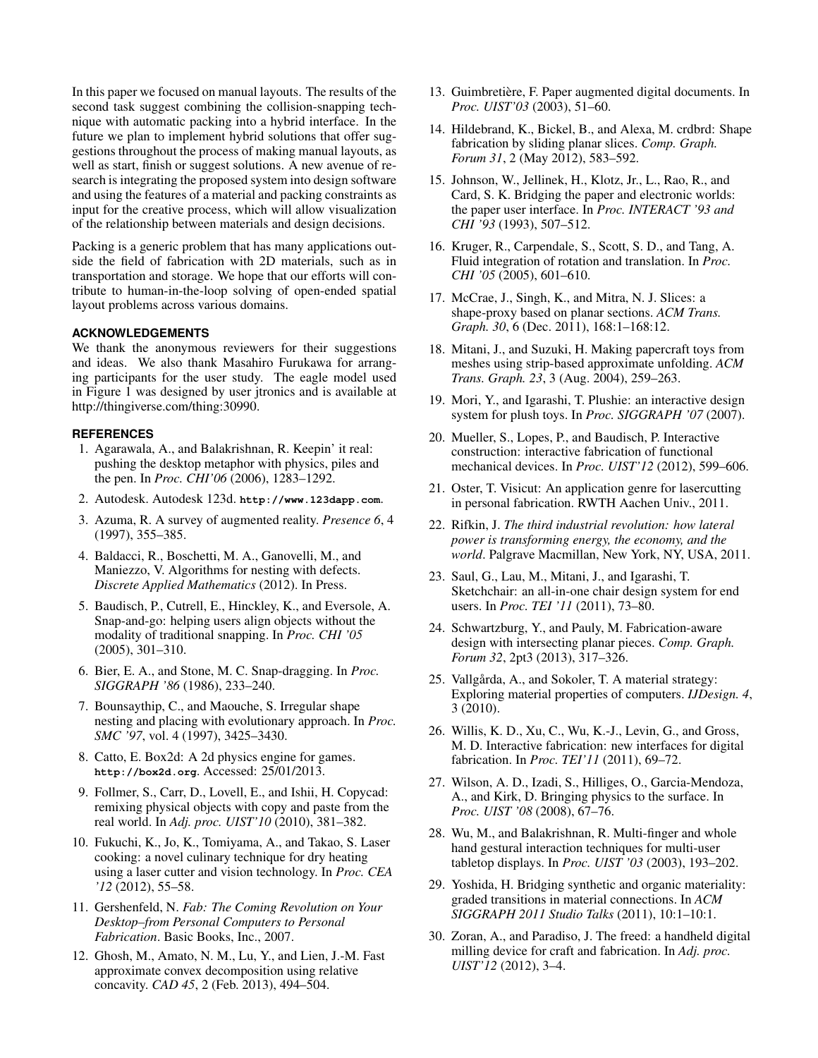In this paper we focused on manual layouts. The results of the second task suggest combining the collision-snapping technique with automatic packing into a hybrid interface. In the future we plan to implement hybrid solutions that offer suggestions throughout the process of making manual layouts, as well as start, finish or suggest solutions. A new avenue of research is integrating the proposed system into design software and using the features of a material and packing constraints as input for the creative process, which will allow visualization of the relationship between materials and design decisions.

Packing is a generic problem that has many applications outside the field of fabrication with 2D materials, such as in transportation and storage. We hope that our efforts will contribute to human-in-the-loop solving of open-ended spatial layout problems across various domains.

## ACKNOWLEDGEMENTS

We thank the anonymous reviewers for their suggestions and ideas. We also thank Masahiro Furukawa for arranging participants for the user study. The eagle model used in Figure 1 was designed by user jtronics and is available at http://thingiverse.com/thing:30990.

## REFERENCES

1. Agarawala, A., and Balakrishnan, R. Keepin' it real: pushing the desktop metaphor with physics, piles and the pen. In *Proc. CHI'06* (2006), 1283–1292.
2. Autodesk. Autodesk 123d. `http://www.123dapp.com`.
3. Azuma, R. A survey of augmented reality. *Presence 6*, 4 (1997), 355–385.
4. Baldacci, R., Boschetti, M. A., Ganovelli, M., and Maniezzo, V. Algorithms for nesting with defects. *Discrete Applied Mathematics* (2012). In Press.
5. Baudisch, P., Cutrell, E., Hinckley, K., and Eversole, A. Snap-and-go: helping users align objects without the modality of traditional snapping. In *Proc. CHI '05* (2005), 301–310.
6. Bier, E. A., and Stone, M. C. Snap-dragging. In *Proc. SIGGRAPH '86* (1986), 233–240.
7. Bounsaythip, C., and Maouche, S. Irregular shape nesting and placing with evolutionary approach. In *Proc. SMC '97*, vol. 4 (1997), 3425–3430.
8. Catto, E. Box2d: A 2d physics engine for games. `http://box2d.org`. Accessed: 25/01/2013.
9. Follmer, S., Carr, D., Lovell, E., and Ishii, H. Copycad: remixing physical objects with copy and paste from the real world. In *Adj. proc. UIST'10* (2010), 381–382.
10. Fukuchi, K., Jo, K., Tomiyama, A., and Takao, S. Laser cooking: a novel culinary technique for dry heating using a laser cutter and vision technology. In *Proc. CEA '12* (2012), 55–58.
11. Gershenfeld, N. *Fab: The Coming Revolution on Your Desktop–from Personal Computers to Personal Fabrication*. Basic Books, Inc., 2007.
12. Ghosh, M., Amato, N. M., Lu, Y., and Lien, J.-M. Fast approximate convex decomposition using relative concavity. *CAD 45*, 2 (Feb. 2013), 494–504.
13. Guimbretière, F. Paper augmented digital documents. In *Proc. UIST'03* (2003), 51–60.
14. Hildebrand, K., Bickel, B., and Alexa, M. crdbrd: Shape fabrication by sliding planar slices. *Comp. Graph. Forum 31*, 2 (May 2012), 583–592.
15. Johnson, W., Jellinek, H., Klotz, Jr., L., Rao, R., and Card, S. K. Bridging the paper and electronic worlds: the paper user interface. In *Proc. INTERACT '93 and CHI '93* (1993), 507–512.
16. Kruger, R., Carpendale, S., Scott, S. D., and Tang, A. Fluid integration of rotation and translation. In *Proc. CHI '05* (2005), 601–610.
17. McCrae, J., Singh, K., and Mitra, N. J. Slices: a shape-proxy based on planar sections. *ACM Trans. Graph. 30*, 6 (Dec. 2011), 168:1–168:12.
18. Mitani, J., and Suzuki, H. Making papercraft toys from meshes using strip-based approximate unfolding. *ACM Trans. Graph. 23*, 3 (Aug. 2004), 259–263.
19. Mori, Y., and Igarashi, T. Plushie: an interactive design system for plush toys. In *Proc. SIGGRAPH '07* (2007).
20. Mueller, S., Lopes, P., and Baudisch, P. Interactive construction: interactive fabrication of functional mechanical devices. In *Proc. UIST'12* (2012), 599–606.
21. Oster, T. Visicut: An application genre for lasercutting in personal fabrication. RWTH Aachen Univ., 2011.
22. Rifkin, J. *The third industrial revolution: how lateral power is transforming energy, the economy, and the world*. Palgrave Macmillan, New York, NY, USA, 2011.
23. Saul, G., Lau, M., Mitani, J., and Igarashi, T. Sketchchair: an all-in-one chair design system for end users. In *Proc. TEI '11* (2011), 73–80.
24. Schwartzburg, Y., and Pauly, M. Fabrication-aware design with intersecting planar pieces. *Comp. Graph. Forum 32*, 2pt3 (2013), 317–326.
25. Vallgårda, A., and Sokoler, T. A material strategy: Exploring material properties of computers. *IJDesign. 4*, 3 (2010).
26. Willis, K. D., Xu, C., Wu, K.-J., Levin, G., and Gross, M. D. Interactive fabrication: new interfaces for digital fabrication. In *Proc. TEI'11* (2011), 69–72.
27. Wilson, A. D., Izadi, S., Hilliges, O., Garcia-Mendoza, A., and Kirk, D. Bringing physics to the surface. In *Proc. UIST '08* (2008), 67–76.
28. Wu, M., and Balakrishnan, R. Multi-finger and whole hand gestural interaction techniques for multi-user tabletop displays. In *Proc. UIST '03* (2003), 193–202.
29. Yoshida, H. Bridging synthetic and organic materiality: graded transitions in material connections. In *ACM SIGGRAPH 2011 Studio Talks* (2011), 10:1–10:1.
30. Zoran, A., and Paradiso, J. The freed: a handheld digital milling device for craft and fabrication. In *Adj. proc. UIST'12* (2012), 3–4.